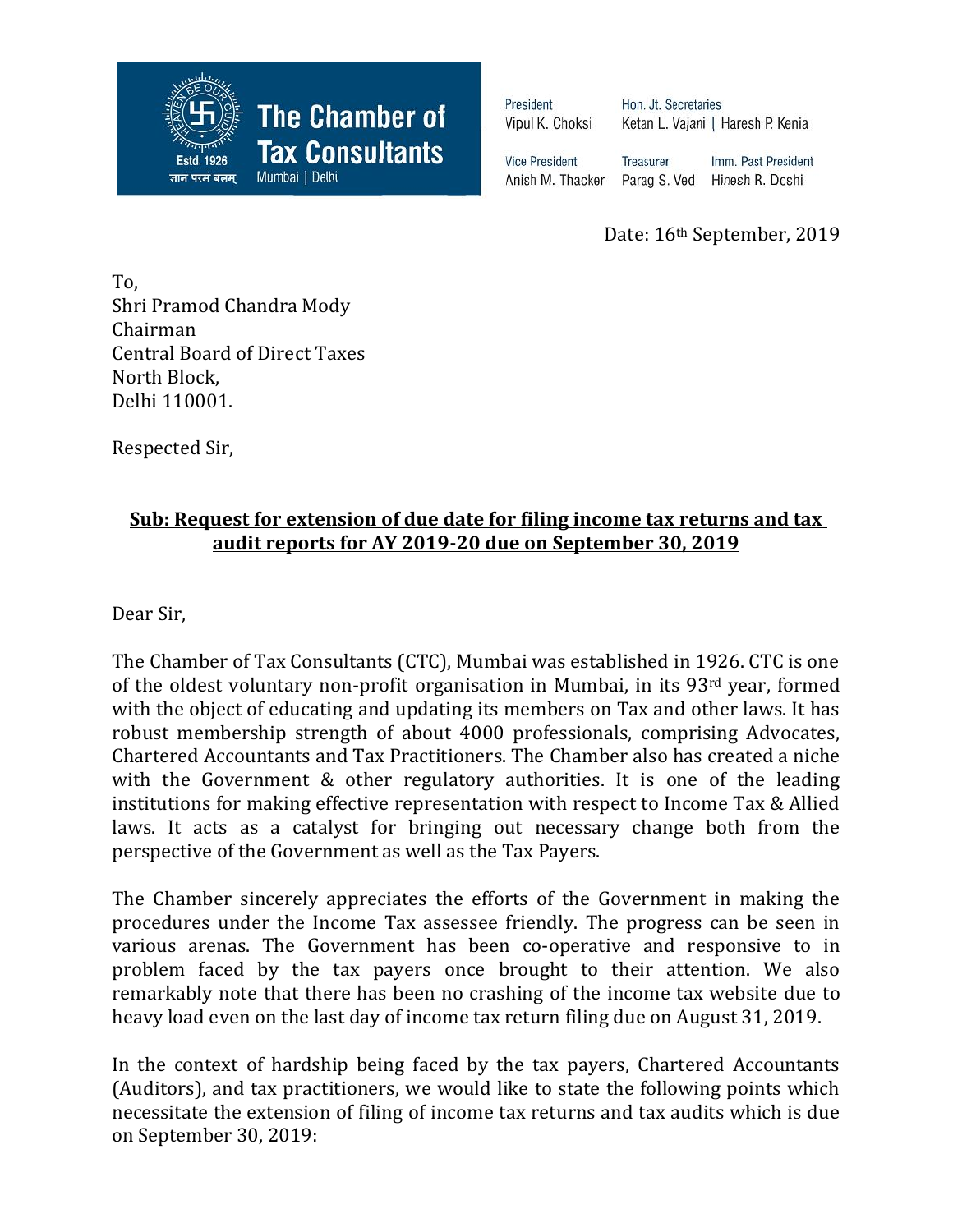**The Chamber of Tax Consultants**
Estd. 1926
ज्ञानं परमं बलम्
Mumbai | Delhi

President
Vipul K. Choksi

Hon. Jt. Secretaries
Ketan L. Vajani | Haresh P. Kenia

Vice President
Anish M. Thacker

Treasurer
Parag S. Ved

Imm. Past President
Hinesh R. Doshi

Date: 16th September, 2019

To,
Shri Pramod Chandra Mody
Chairman
Central Board of Direct Taxes
North Block,
Delhi 110001.

Respected Sir,

**Sub: Request for extension of due date for filing income tax returns and tax audit reports for AY 2019-20 due on September 30, 2019**

Dear Sir,

The Chamber of Tax Consultants (CTC), Mumbai was established in 1926. CTC is one of the oldest voluntary non-profit organisation in Mumbai, in its 93rd year, formed with the object of educating and updating its members on Tax and other laws. It has robust membership strength of about 4000 professionals, comprising Advocates, Chartered Accountants and Tax Practitioners. The Chamber also has created a niche with the Government & other regulatory authorities. It is one of the leading institutions for making effective representation with respect to Income Tax & Allied laws. It acts as a catalyst for bringing out necessary change both from the perspective of the Government as well as the Tax Payers.

The Chamber sincerely appreciates the efforts of the Government in making the procedures under the Income Tax assessee friendly. The progress can be seen in various arenas. The Government has been co-operative and responsive to in problem faced by the tax payers once brought to their attention. We also remarkably note that there has been no crashing of the income tax website due to heavy load even on the last day of income tax return filing due on August 31, 2019.

In the context of hardship being faced by the tax payers, Chartered Accountants (Auditors), and tax practitioners, we would like to state the following points which necessitate the extension of filing of income tax returns and tax audits which is due on September 30, 2019: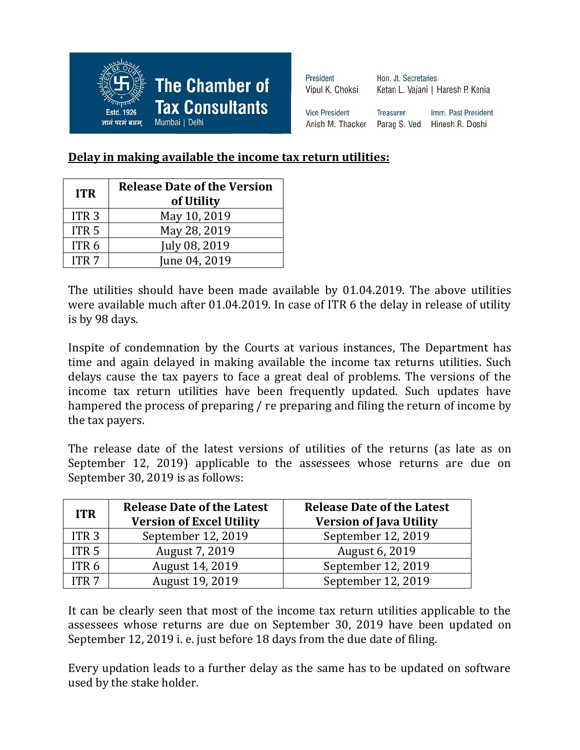**Delay in making available the income tax return utilities:**

| ITR | Release Date of the Version of Utility |
|---|---|
| ITR 3 | May 10, 2019 |
| ITR 5 | May 28, 2019 |
| ITR 6 | July 08, 2019 |
| ITR 7 | June 04, 2019 |

The utilities should have been made available by 01.04.2019. The above utilities were available much after 01.04.2019. In case of ITR 6 the delay in release of utility is by 98 days.

Inspite of condemnation by the Courts at various instances, The Department has time and again delayed in making available the income tax returns utilities. Such delays cause the tax payers to face a great deal of problems. The versions of the income tax return utilities have been frequently updated. Such updates have hampered the process of preparing / re preparing and filing the return of income by the tax payers.

The release date of the latest versions of utilities of the returns (as late as on September 12, 2019) applicable to the assessees whose returns are due on September 30, 2019 is as follows:

| ITR | Release Date of the Latest Version of Excel Utility | Release Date of the Latest Version of Java Utility |
|---|---|---|
| ITR 3 | September 12, 2019 | September 12, 2019 |
| ITR 5 | August 7, 2019 | August 6, 2019 |
| ITR 6 | August 14, 2019 | September 12, 2019 |
| ITR 7 | August 19, 2019 | September 12, 2019 |

It can be clearly seen that most of the income tax return utilities applicable to the assessees whose returns are due on September 30, 2019 have been updated on September 12, 2019 i. e. just before 18 days from the due date of filing.

Every updation leads to a further delay as the same has to be updated on software used by the stake holder.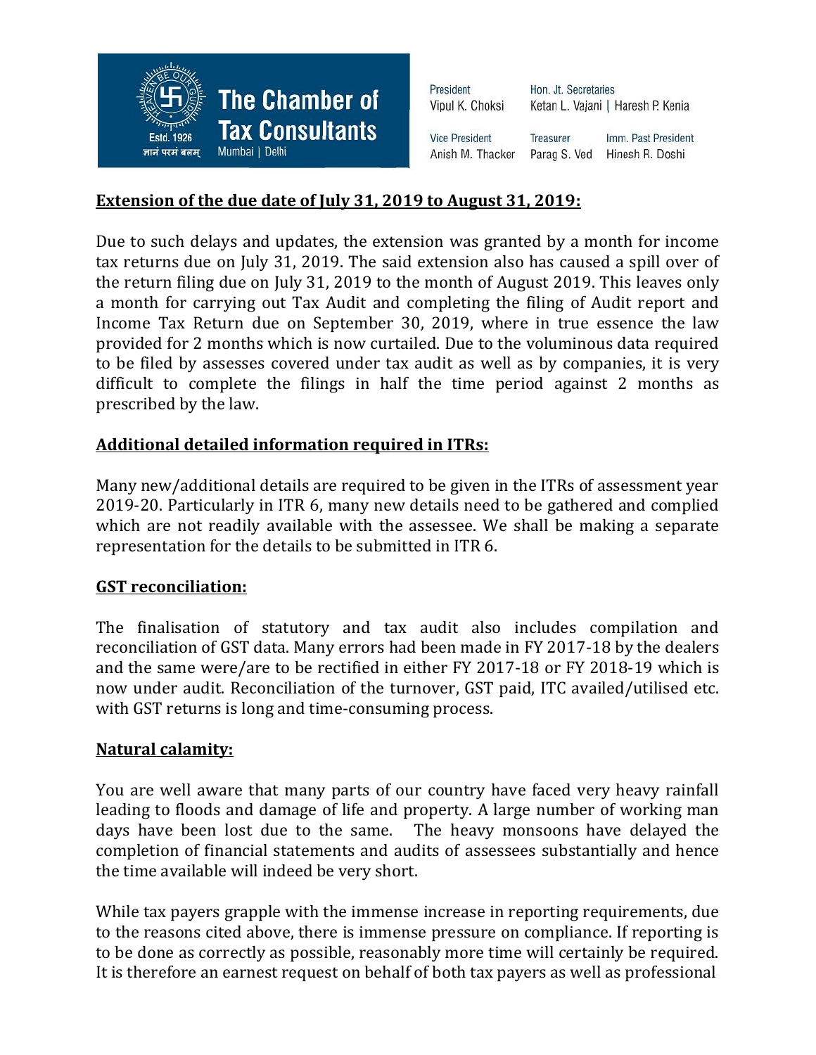**Extension of the due date of July 31, 2019 to August 31, 2019:**

Due to such delays and updates, the extension was granted by a month for income tax returns due on July 31, 2019. The said extension also has caused a spill over of the return filing due on July 31, 2019 to the month of August 2019. This leaves only a month for carrying out Tax Audit and completing the filing of Audit report and Income Tax Return due on September 30, 2019, where in true essence the law provided for 2 months which is now curtailed. Due to the voluminous data required to be filed by assesses covered under tax audit as well as by companies, it is very difficult to complete the filings in half the time period against 2 months as prescribed by the law.

**Additional detailed information required in ITRs:**

Many new/additional details are required to be given in the ITRs of assessment year 2019-20. Particularly in ITR 6, many new details need to be gathered and complied which are not readily available with the assessee. We shall be making a separate representation for the details to be submitted in ITR 6.

**GST reconciliation:**

The finalisation of statutory and tax audit also includes compilation and reconciliation of GST data. Many errors had been made in FY 2017-18 by the dealers and the same were/are to be rectified in either FY 2017-18 or FY 2018-19 which is now under audit. Reconciliation of the turnover, GST paid, ITC availed/utilised etc. with GST returns is long and time-consuming process.

**Natural calamity:**

You are well aware that many parts of our country have faced very heavy rainfall leading to floods and damage of life and property. A large number of working man days have been lost due to the same. The heavy monsoons have delayed the completion of financial statements and audits of assessees substantially and hence the time available will indeed be very short.

While tax payers grapple with the immense increase in reporting requirements, due to the reasons cited above, there is immense pressure on compliance. If reporting is to be done as correctly as possible, reasonably more time will certainly be required. It is therefore an earnest request on behalf of both tax payers as well as professional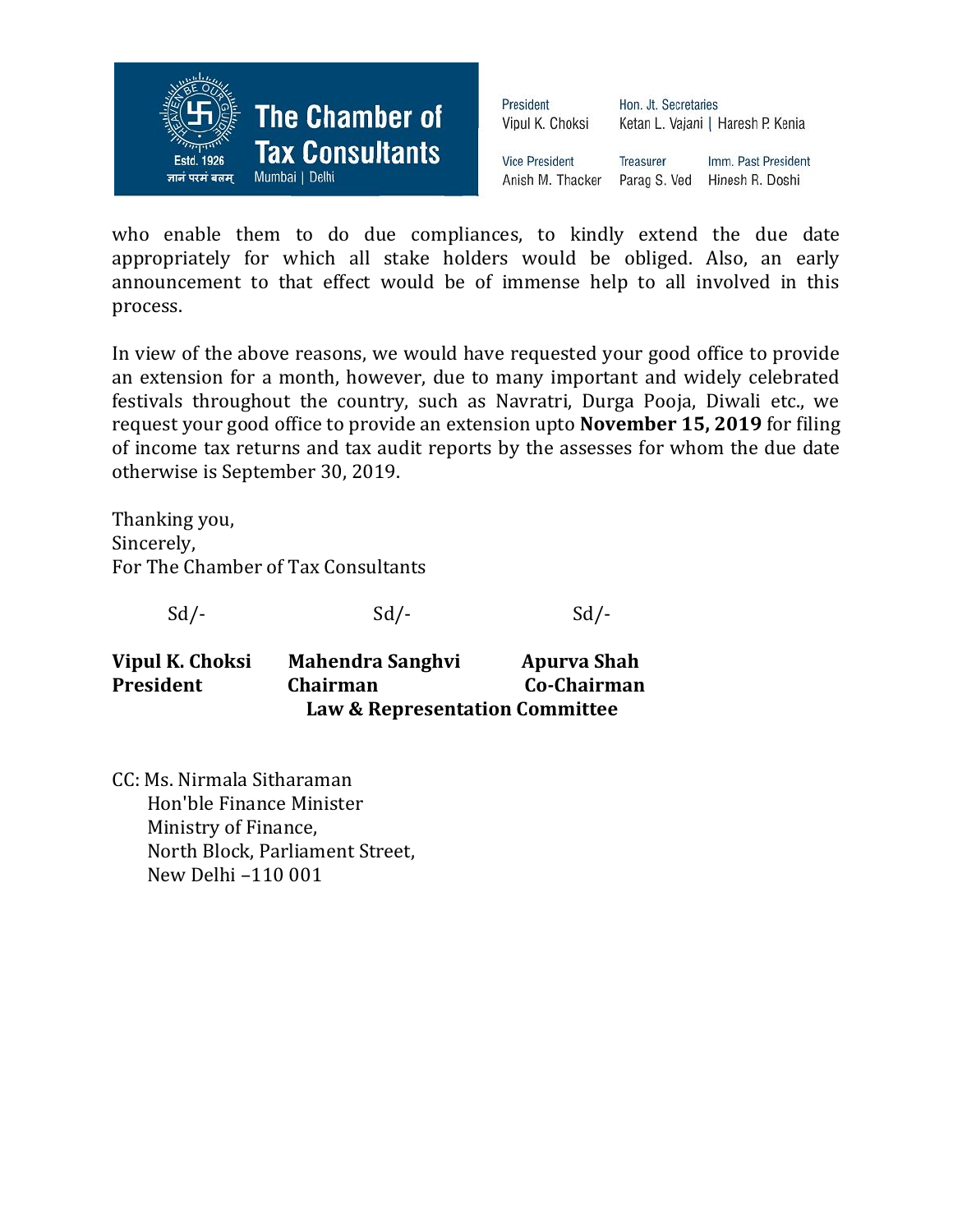who enable them to do due compliances, to kindly extend the due date appropriately for which all stake holders would be obliged. Also, an early announcement to that effect would be of immense help to all involved in this process.

In view of the above reasons, we would have requested your good office to provide an extension for a month, however, due to many important and widely celebrated festivals throughout the country, such as Navratri, Durga Pooja, Diwali etc., we request your good office to provide an extension upto **November 15, 2019** for filing of income tax returns and tax audit reports by the assesses for whom the due date otherwise is September 30, 2019.

Thanking you,
Sincerely,
For The Chamber of Tax Consultants

| Sd/- | Sd/- | Sd/- |
|---|---|---|
| **Vipul K. Choksi** | **Mahendra Sanghvi** | **Apurva Shah** |
| **President** | **Chairman** | **Co-Chairman** |

**Law & Representation Committee**

CC: Ms. Nirmala Sitharaman
Hon'ble Finance Minister
Ministry of Finance,
North Block, Parliament Street,
New Delhi –110 001